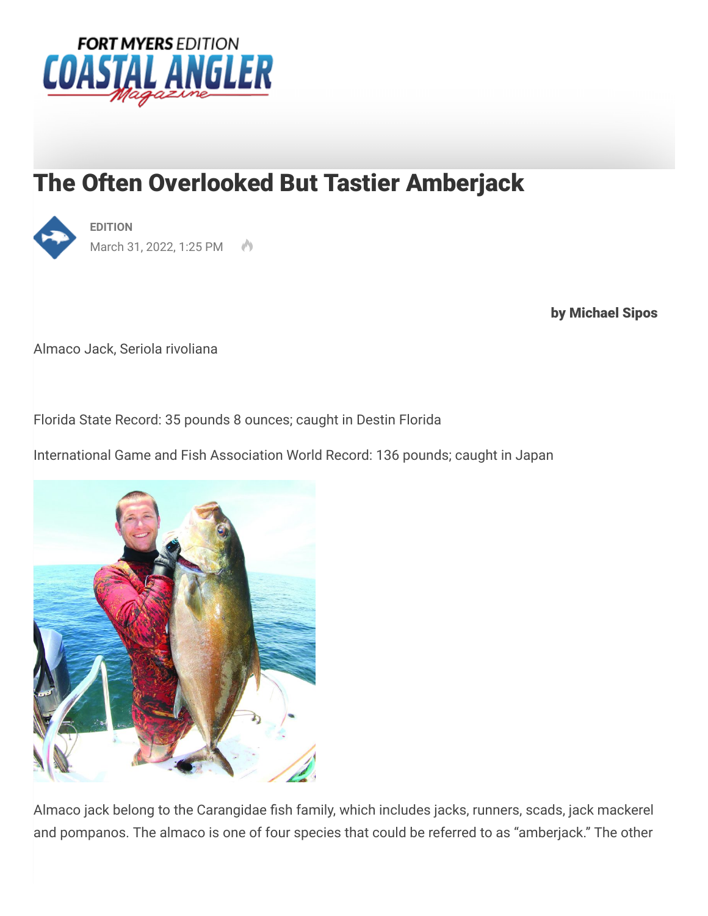# The Often Overlooked But Tastier Amberjack

EDITION

March 31, 2022, 1:25 PM

**by Michael Sipos**

Almaco Jack, Seriola rivoliana

Florida State Record: 35 pounds 8 ounces; caught in Destin Florida

International Game and Fish Association World Record: 136 pounds; caught in Japan

Almaco jack belong to the Carangidae fish family, which includes jacks, runners, scads, jack mackerel and pompanos. The almaco is one of four species that could be referred to as “amberjack.” The other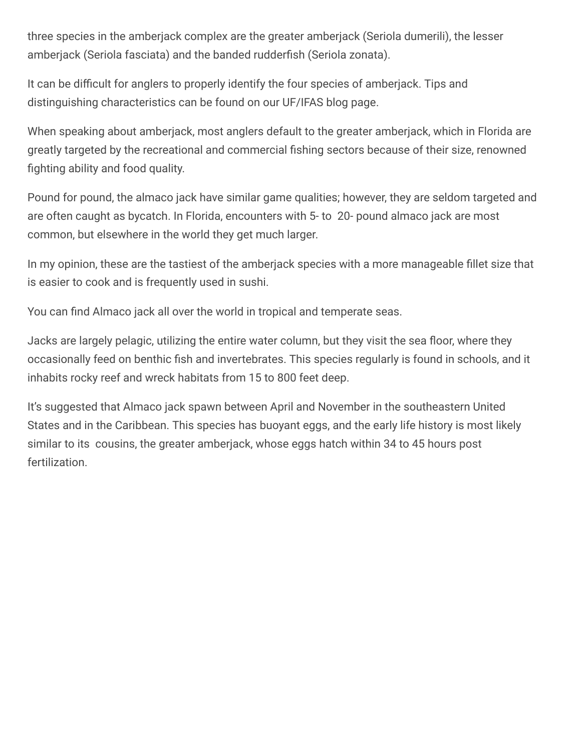three species in the amberjack complex are the greater amberjack (Seriola dumerili), the lesser amberjack (Seriola fasciata) and the banded rudderfish (Seriola zonata).

It can be difficult for anglers to properly identify the four species of amberjack. Tips and distinguishing characteristics can be found on our UF/IFAS blog page.

When speaking about amberjack, most anglers default to the greater amberjack, which in Florida are greatly targeted by the recreational and commercial fishing sectors because of their size, renowned fighting ability and food quality.

Pound for pound, the almaco jack have similar game qualities; however, they are seldom targeted and are often caught as bycatch. In Florida, encounters with 5- to 20- pound almaco jack are most common, but elsewhere in the world they get much larger.

In my opinion, these are the tastiest of the amberjack species with a more manageable fillet size that is easier to cook and is frequently used in sushi.

You can find Almaco jack all over the world in tropical and temperate seas.

Jacks are largely pelagic, utilizing the entire water column, but they visit the sea floor, where they occasionally feed on benthic fish and invertebrates. This species regularly is found in schools, and it inhabits rocky reef and wreck habitats from 15 to 800 feet deep.

It's suggested that Almaco jack spawn between April and November in the southeastern United States and in the Caribbean. This species has buoyant eggs, and the early life history is most likely similar to its cousins, the greater amberjack, whose eggs hatch within 34 to 45 hours post fertilization.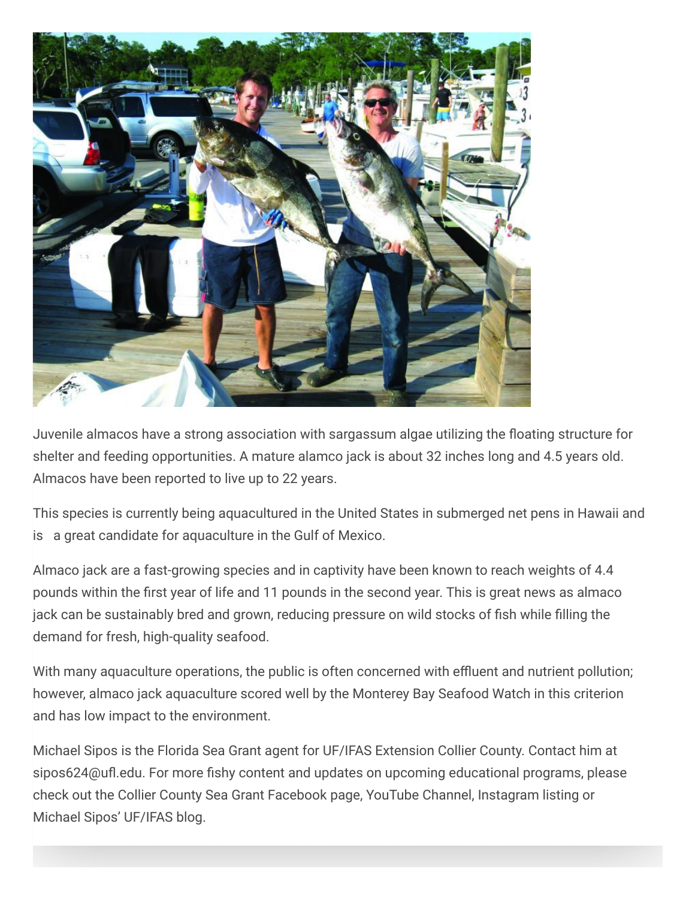Juvenile almacos have a strong association with sargassum algae utilizing the floating structure for shelter and feeding opportunities. A mature alamco jack is about 32 inches long and 4.5 years old. Almacos have been reported to live up to 22 years.

This species is currently being aquacultured in the United States in submerged net pens in Hawaii and is a great candidate for aquaculture in the Gulf of Mexico.

Almaco jack are a fast-growing species and in captivity have been known to reach weights of 4.4 pounds within the first year of life and 11 pounds in the second year. This is great news as almaco jack can be sustainably bred and grown, reducing pressure on wild stocks of fish while filling the demand for fresh, high-quality seafood.

With many aquaculture operations, the public is often concerned with effluent and nutrient pollution; however, almaco jack aquaculture scored well by the Monterey Bay Seafood Watch in this criterion and has low impact to the environment.

Michael Sipos is the Florida Sea Grant agent for UF/IFAS Extension Collier County. Contact him at sipos624@ufl.edu. For more fishy content and updates on upcoming educational programs, please check out the Collier County Sea Grant Facebook page, YouTube Channel, Instagram listing or Michael Sipos' UF/IFAS blog.